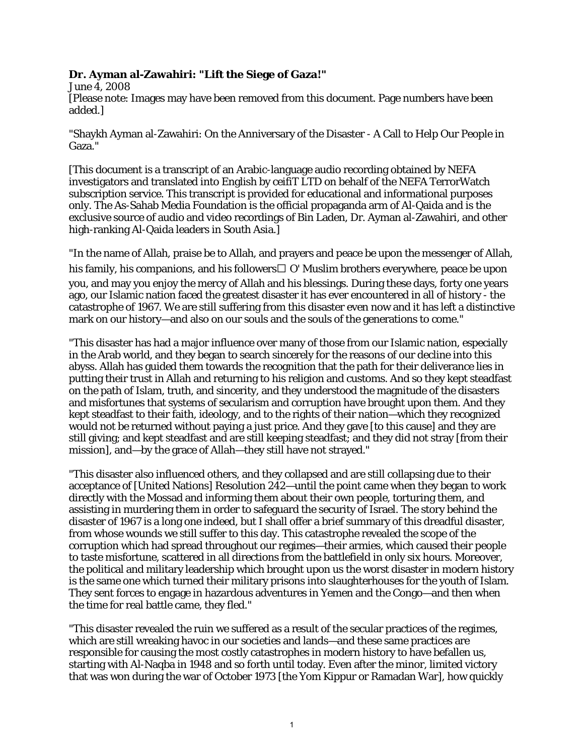**Dr. Ayman al-Zawahiri: "Lift the Siege of Gaza!"**
June 4, 2008
[Please note: Images may have been removed from this document. Page numbers have been added.]

"Shaykh Ayman al-Zawahiri: On the Anniversary of the Disaster - A Call to Help Our People in Gaza."

[This document is a transcript of an Arabic-language audio recording obtained by NEFA investigators and translated into English by ceifiT LTD on behalf of the NEFA TerrorWatch subscription service. This transcript is provided for educational and informational purposes only. The As-Sahab Media Foundation is the official propaganda arm of Al-Qaida and is the exclusive source of audio and video recordings of Bin Laden, Dr. Ayman al-Zawahiri, and other high-ranking Al-Qaida leaders in South Asia.]

"In the name of Allah, praise be to Allah, and prayers and peace be upon the messenger of Allah, his family, his companions, and his followers O' Muslim brothers everywhere, peace be upon you, and may you enjoy the mercy of Allah and his blessings. During these days, forty one years ago, our Islamic nation faced the greatest disaster it has ever encountered in all of history - the catastrophe of 1967. We are still suffering from this disaster even now and it has left a distinctive mark on our history—and also on our souls and the souls of the generations to come."

"This disaster has had a major influence over many of those from our Islamic nation, especially in the Arab world, and they began to search sincerely for the reasons of our decline into this abyss. Allah has guided them towards the recognition that the path for their deliverance lies in putting their trust in Allah and returning to his religion and customs. And so they kept steadfast on the path of Islam, truth, and sincerity, and they understood the magnitude of the disasters and misfortunes that systems of secularism and corruption have brought upon them. And they kept steadfast to their faith, ideology, and to the rights of their nation—which they recognized would not be returned without paying a just price. And they gave [to this cause] and they are still giving; and kept steadfast and are still keeping steadfast; and they did not stray [from their mission], and—by the grace of Allah—they still have not strayed."

"This disaster also influenced others, and they collapsed and are still collapsing due to their acceptance of [United Nations] Resolution 242—until the point came when they began to work directly with the Mossad and informing them about their own people, torturing them, and assisting in murdering them in order to safeguard the security of Israel. The story behind the disaster of 1967 is a long one indeed, but I shall offer a brief summary of this dreadful disaster, from whose wounds we still suffer to this day. This catastrophe revealed the scope of the corruption which had spread throughout our regimes—their armies, which caused their people to taste misfortune, scattered in all directions from the battlefield in only six hours. Moreover, the political and military leadership which brought upon us the worst disaster in modern history is the same one which turned their military prisons into slaughterhouses for the youth of Islam. They sent forces to engage in hazardous adventures in Yemen and the Congo—and then when the time for real battle came, they fled."

"This disaster revealed the ruin we suffered as a result of the secular practices of the regimes, which are still wreaking havoc in our societies and lands—and these same practices are responsible for causing the most costly catastrophes in modern history to have befallen us, starting with Al-Naqba in 1948 and so forth until today. Even after the minor, limited victory that was won during the war of October 1973 [the Yom Kippur or Ramadan War], how quickly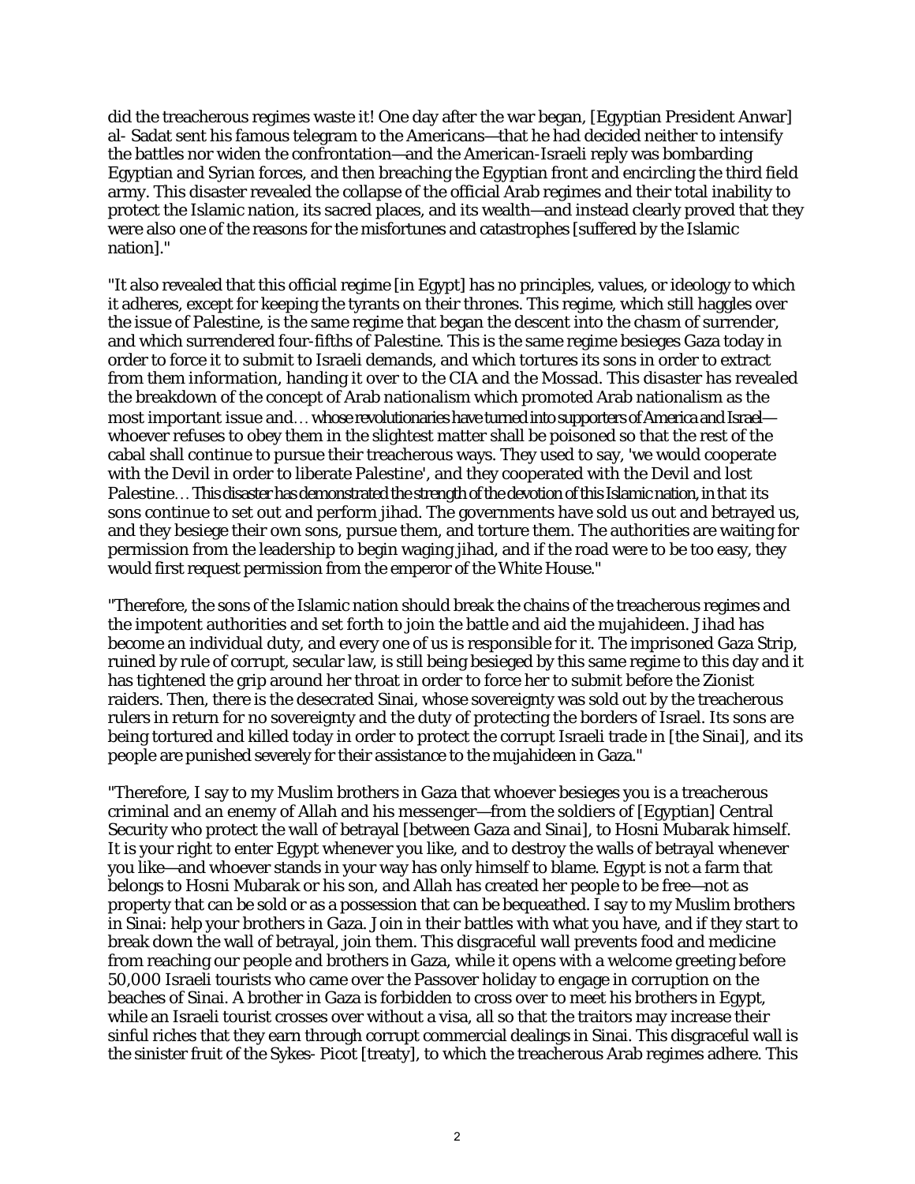did the treacherous regimes waste it! One day after the war began, [Egyptian President Anwar] al- Sadat sent his famous telegram to the Americans—that he had decided neither to intensify the battles nor widen the confrontation—and the American-Israeli reply was bombarding Egyptian and Syrian forces, and then breaching the Egyptian front and encircling the third field army. This disaster revealed the collapse of the official Arab regimes and their total inability to protect the Islamic nation, its sacred places, and its wealth—and instead clearly proved that they were also one of the reasons for the misfortunes and catastrophes [suffered by the Islamic nation]."

"It also revealed that this official regime [in Egypt] has no principles, values, or ideology to which it adheres, except for keeping the tyrants on their thrones. This regime, which still haggles over the issue of Palestine, is the same regime that began the descent into the chasm of surrender, and which surrendered four-fifths of Palestine. This is the same regime besieges Gaza today in order to force it to submit to Israeli demands, and which tortures its sons in order to extract from them information, handing it over to the CIA and the Mossad. This disaster has revealed the breakdown of the concept of Arab nationalism which promoted Arab nationalism as the most important issue and… whose revolutionaries have turned into supporters of America and Israel—whoever refuses to obey them in the slightest matter shall be poisoned so that the rest of the cabal shall continue to pursue their treacherous ways. They used to say, 'we would cooperate with the Devil in order to liberate Palestine', and they cooperated with the Devil and lost Palestine… This disaster has demonstrated the strength of the devotion of this Islamic nation, in that its sons continue to set out and perform jihad. The governments have sold us out and betrayed us, and they besiege their own sons, pursue them, and torture them. The authorities are waiting for permission from the leadership to begin waging jihad, and if the road were to be too easy, they would first request permission from the emperor of the White House."

"Therefore, the sons of the Islamic nation should break the chains of the treacherous regimes and the impotent authorities and set forth to join the battle and aid the mujahideen. Jihad has become an individual duty, and every one of us is responsible for it. The imprisoned Gaza Strip, ruined by rule of corrupt, secular law, is still being besieged by this same regime to this day and it has tightened the grip around her throat in order to force her to submit before the Zionist raiders. Then, there is the desecrated Sinai, whose sovereignty was sold out by the treacherous rulers in return for no sovereignty and the duty of protecting the borders of Israel. Its sons are being tortured and killed today in order to protect the corrupt Israeli trade in [the Sinai], and its people are punished severely for their assistance to the mujahideen in Gaza."

"Therefore, I say to my Muslim brothers in Gaza that whoever besieges you is a treacherous criminal and an enemy of Allah and his messenger—from the soldiers of [Egyptian] Central Security who protect the wall of betrayal [between Gaza and Sinai], to Hosni Mubarak himself. It is your right to enter Egypt whenever you like, and to destroy the walls of betrayal whenever you like—and whoever stands in your way has only himself to blame. Egypt is not a farm that belongs to Hosni Mubarak or his son, and Allah has created her people to be free—not as property that can be sold or as a possession that can be bequeathed. I say to my Muslim brothers in Sinai: help your brothers in Gaza. Join in their battles with what you have, and if they start to break down the wall of betrayal, join them. This disgraceful wall prevents food and medicine from reaching our people and brothers in Gaza, while it opens with a welcome greeting before 50,000 Israeli tourists who came over the Passover holiday to engage in corruption on the beaches of Sinai. A brother in Gaza is forbidden to cross over to meet his brothers in Egypt, while an Israeli tourist crosses over without a visa, all so that the traitors may increase their sinful riches that they earn through corrupt commercial dealings in Sinai. This disgraceful wall is the sinister fruit of the Sykes- Picot [treaty], to which the treacherous Arab regimes adhere. This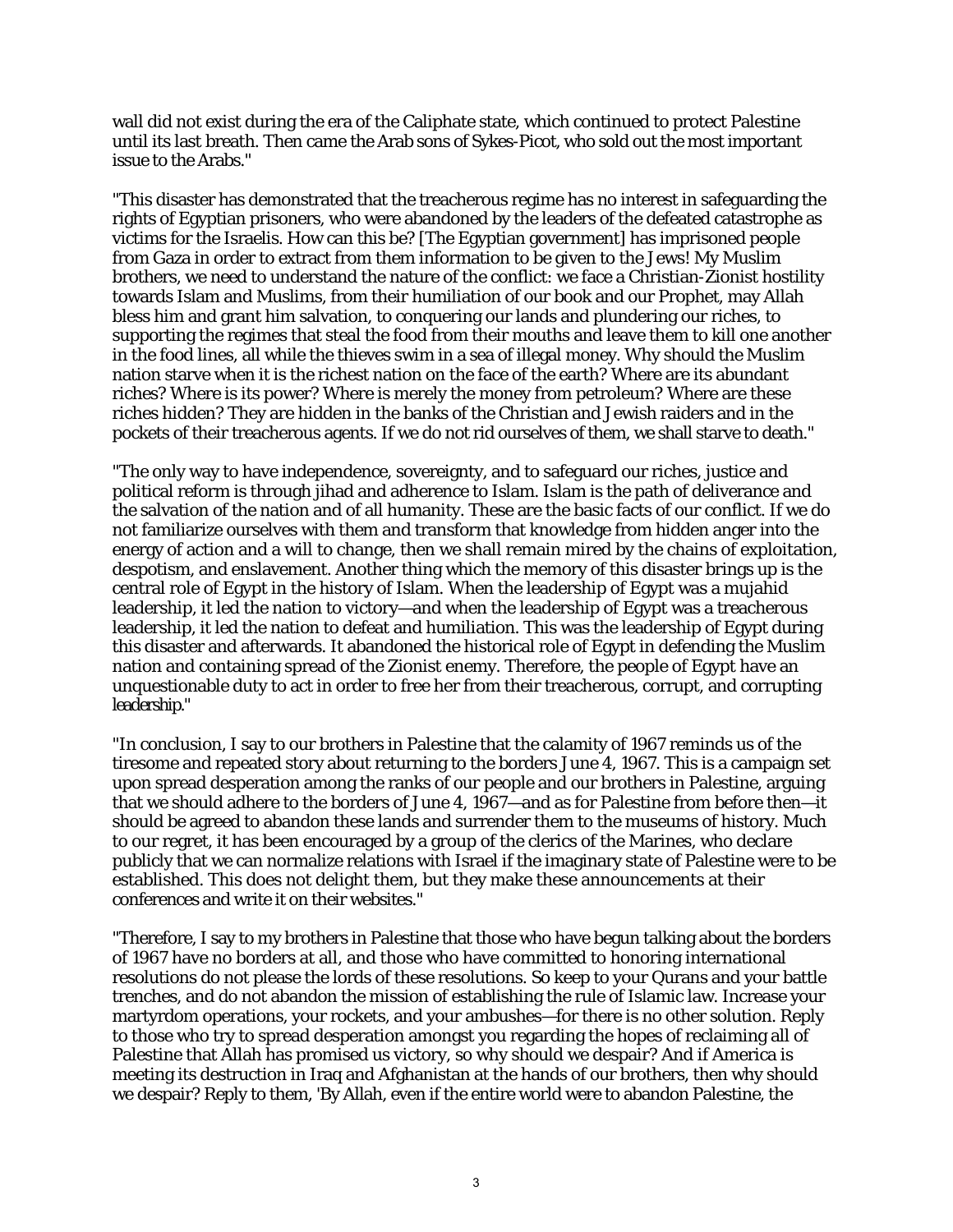wall did not exist during the era of the Caliphate state, which continued to protect Palestine until its last breath. Then came the Arab sons of Sykes-Picot, who sold out the most important issue to the Arabs."

"This disaster has demonstrated that the treacherous regime has no interest in safeguarding the rights of Egyptian prisoners, who were abandoned by the leaders of the defeated catastrophe as victims for the Israelis. How can this be? [The Egyptian government] has imprisoned people from Gaza in order to extract from them information to be given to the Jews! My Muslim brothers, we need to understand the nature of the conflict: we face a Christian-Zionist hostility towards Islam and Muslims, from their humiliation of our book and our Prophet, may Allah bless him and grant him salvation, to conquering our lands and plundering our riches, to supporting the regimes that steal the food from their mouths and leave them to kill one another in the food lines, all while the thieves swim in a sea of illegal money. Why should the Muslim nation starve when it is the richest nation on the face of the earth? Where are its abundant riches? Where is its power? Where is merely the money from petroleum? Where are these riches hidden? They are hidden in the banks of the Christian and Jewish raiders and in the pockets of their treacherous agents. If we do not rid ourselves of them, we shall starve to death."

"The only way to have independence, sovereignty, and to safeguard our riches, justice and political reform is through jihad and adherence to Islam. Islam is the path of deliverance and the salvation of the nation and of all humanity. These are the basic facts of our conflict. If we do not familiarize ourselves with them and transform that knowledge from hidden anger into the energy of action and a will to change, then we shall remain mired by the chains of exploitation, despotism, and enslavement. Another thing which the memory of this disaster brings up is the central role of Egypt in the history of Islam. When the leadership of Egypt was a mujahid leadership, it led the nation to victory—and when the leadership of Egypt was a treacherous leadership, it led the nation to defeat and humiliation. This was the leadership of Egypt during this disaster and afterwards. It abandoned the historical role of Egypt in defending the Muslim nation and containing spread of the Zionist enemy. Therefore, the people of Egypt have an unquestionable duty to act in order to free her from their treacherous, corrupt, and corrupting leadership."

"In conclusion, I say to our brothers in Palestine that the calamity of 1967 reminds us of the tiresome and repeated story about returning to the borders June 4, 1967. This is a campaign set upon spread desperation among the ranks of our people and our brothers in Palestine, arguing that we should adhere to the borders of June 4, 1967—and as for Palestine from before then—it should be agreed to abandon these lands and surrender them to the museums of history. Much to our regret, it has been encouraged by a group of the clerics of the Marines, who declare publicly that we can normalize relations with Israel if the imaginary state of Palestine were to be established. This does not delight them, but they make these announcements at their conferences and write it on their websites."

"Therefore, I say to my brothers in Palestine that those who have begun talking about the borders of 1967 have no borders at all, and those who have committed to honoring international resolutions do not please the lords of these resolutions. So keep to your Qurans and your battle trenches, and do not abandon the mission of establishing the rule of Islamic law. Increase your martyrdom operations, your rockets, and your ambushes—for there is no other solution. Reply to those who try to spread desperation amongst you regarding the hopes of reclaiming all of Palestine that Allah has promised us victory, so why should we despair? And if America is meeting its destruction in Iraq and Afghanistan at the hands of our brothers, then why should we despair? Reply to them, 'By Allah, even if the entire world were to abandon Palestine, the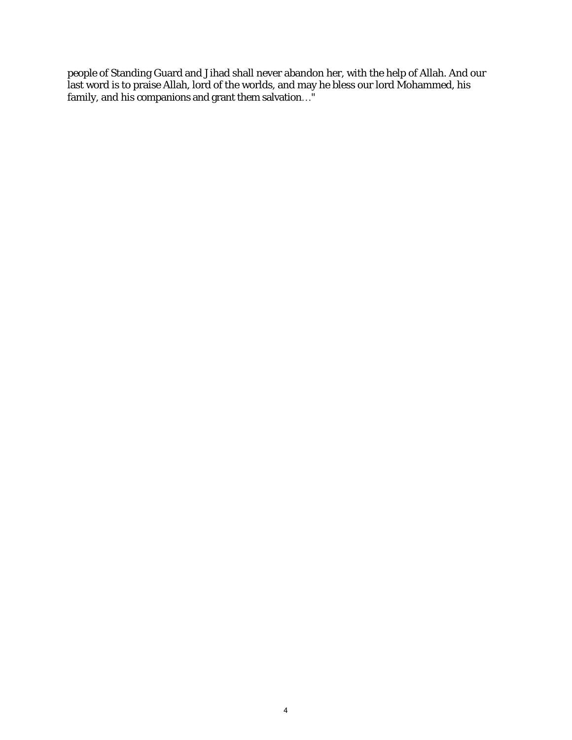people of Standing Guard and Jihad shall never abandon her, with the help of Allah. And our last word is to praise Allah, lord of the worlds, and may he bless our lord Mohammed, his family, and his companions and grant them salvation…"